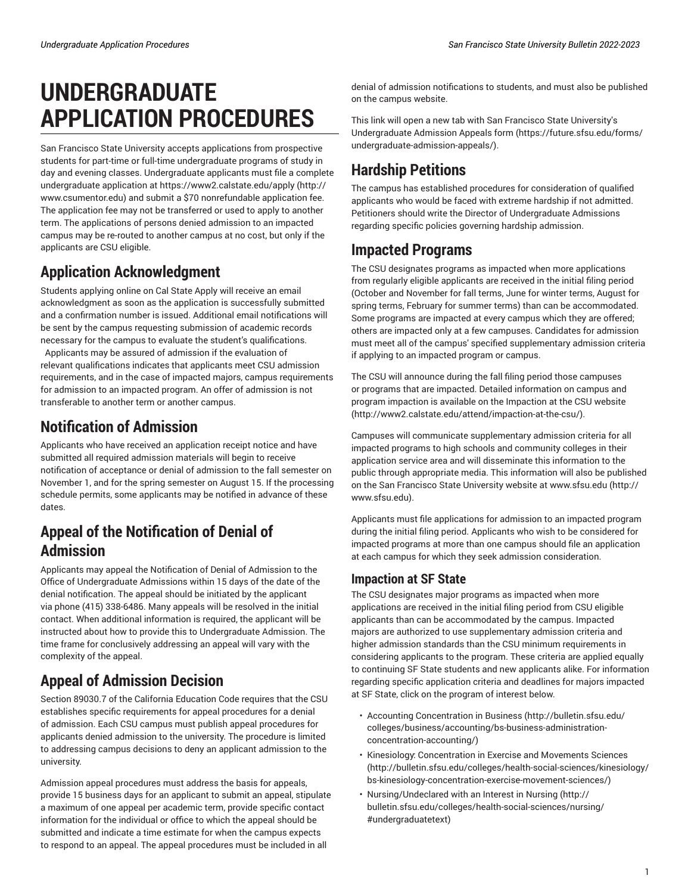# UNDERGRADUATE APPLICATION PROCEDURES

San Francisco State University accepts applications from prospective students for part-time or full-time undergraduate programs of study in day and evening classes. Undergraduate applicants must file a complete undergraduate application at https://www2.calstate.edu/apply (http://www.csumentor.edu) and submit a $70 nonrefundable application fee. The application fee may not be transferred or used to apply to another term. The applications of persons denied admission to an impacted campus may be re-routed to another campus at no cost, but only if the applicants are CSU eligible.

## Application Acknowledgment

Students applying online on Cal State Apply will receive an email acknowledgment as soon as the application is successfully submitted and a confirmation number is issued. Additional email notifications will be sent by the campus requesting submission of academic records necessary for the campus to evaluate the student's qualifications. Applicants may be assured of admission if the evaluation of relevant qualifications indicates that applicants meet CSU admission requirements, and in the case of impacted majors, campus requirements for admission to an impacted program. An offer of admission is not transferable to another term or another campus.

## Notification of Admission

Applicants who have received an application receipt notice and have submitted all required admission materials will begin to receive notification of acceptance or denial of admission to the fall semester on November 1, and for the spring semester on August 15. If the processing schedule permits, some applicants may be notified in advance of these dates.

## Appeal of the Notification of Denial of Admission

Applicants may appeal the Notification of Denial of Admission to the Office of Undergraduate Admissions within 15 days of the date of the denial notification. The appeal should be initiated by the applicant via phone (415) 338-6486. Many appeals will be resolved in the initial contact. When additional information is required, the applicant will be instructed about how to provide this to Undergraduate Admission. The time frame for conclusively addressing an appeal will vary with the complexity of the appeal.

## Appeal of Admission Decision

Section 89030.7 of the California Education Code requires that the CSU establishes specific requirements for appeal procedures for a denial of admission. Each CSU campus must publish appeal procedures for applicants denied admission to the university. The procedure is limited to addressing campus decisions to deny an applicant admission to the university.

Admission appeal procedures must address the basis for appeals, provide 15 business days for an applicant to submit an appeal, stipulate a maximum of one appeal per academic term, provide specific contact information for the individual or office to which the appeal should be submitted and indicate a time estimate for when the campus expects to respond to an appeal. The appeal procedures must be included in all denial of admission notifications to students, and must also be published on the campus website.

This link will open a new tab with San Francisco State University's Undergraduate Admission Appeals form (https://future.sfsu.edu/forms/undergraduate-admission-appeals/).

## Hardship Petitions

The campus has established procedures for consideration of qualified applicants who would be faced with extreme hardship if not admitted. Petitioners should write the Director of Undergraduate Admissions regarding specific policies governing hardship admission.

## Impacted Programs

The CSU designates programs as impacted when more applications from regularly eligible applicants are received in the initial filing period (October and November for fall terms, June for winter terms, August for spring terms, February for summer terms) than can be accommodated. Some programs are impacted at every campus which they are offered; others are impacted only at a few campuses. Candidates for admission must meet all of the campus' specified supplementary admission criteria if applying to an impacted program or campus.

The CSU will announce during the fall filing period those campuses or programs that are impacted. Detailed information on campus and program impaction is available on the Impaction at the CSU website (http://www2.calstate.edu/attend/impaction-at-the-csu/).

Campuses will communicate supplementary admission criteria for all impacted programs to high schools and community colleges in their application service area and will disseminate this information to the public through appropriate media. This information will also be published on the San Francisco State University website at www.sfsu.edu (http://www.sfsu.edu).

Applicants must file applications for admission to an impacted program during the initial filing period. Applicants who wish to be considered for impacted programs at more than one campus should file an application at each campus for which they seek admission consideration.

### Impaction at SF State

The CSU designates major programs as impacted when more applications are received in the initial filing period from CSU eligible applicants than can be accommodated by the campus. Impacted majors are authorized to use supplementary admission criteria and higher admission standards than the CSU minimum requirements in considering applicants to the program. These criteria are applied equally to continuing SF State students and new applicants alike. For information regarding specific application criteria and deadlines for majors impacted at SF State, click on the program of interest below.

- Accounting Concentration in Business (http://bulletin.sfsu.edu/colleges/business/accounting/bs-business-administration-concentration-accounting/)
- Kinesiology: Concentration in Exercise and Movements Sciences (http://bulletin.sfsu.edu/colleges/health-social-sciences/kinesiology/bs-kinesiology-concentration-exercise-movement-sciences/)
- Nursing/Undeclared with an Interest in Nursing (http://bulletin.sfsu.edu/colleges/health-social-sciences/nursing/#undergraduatetext)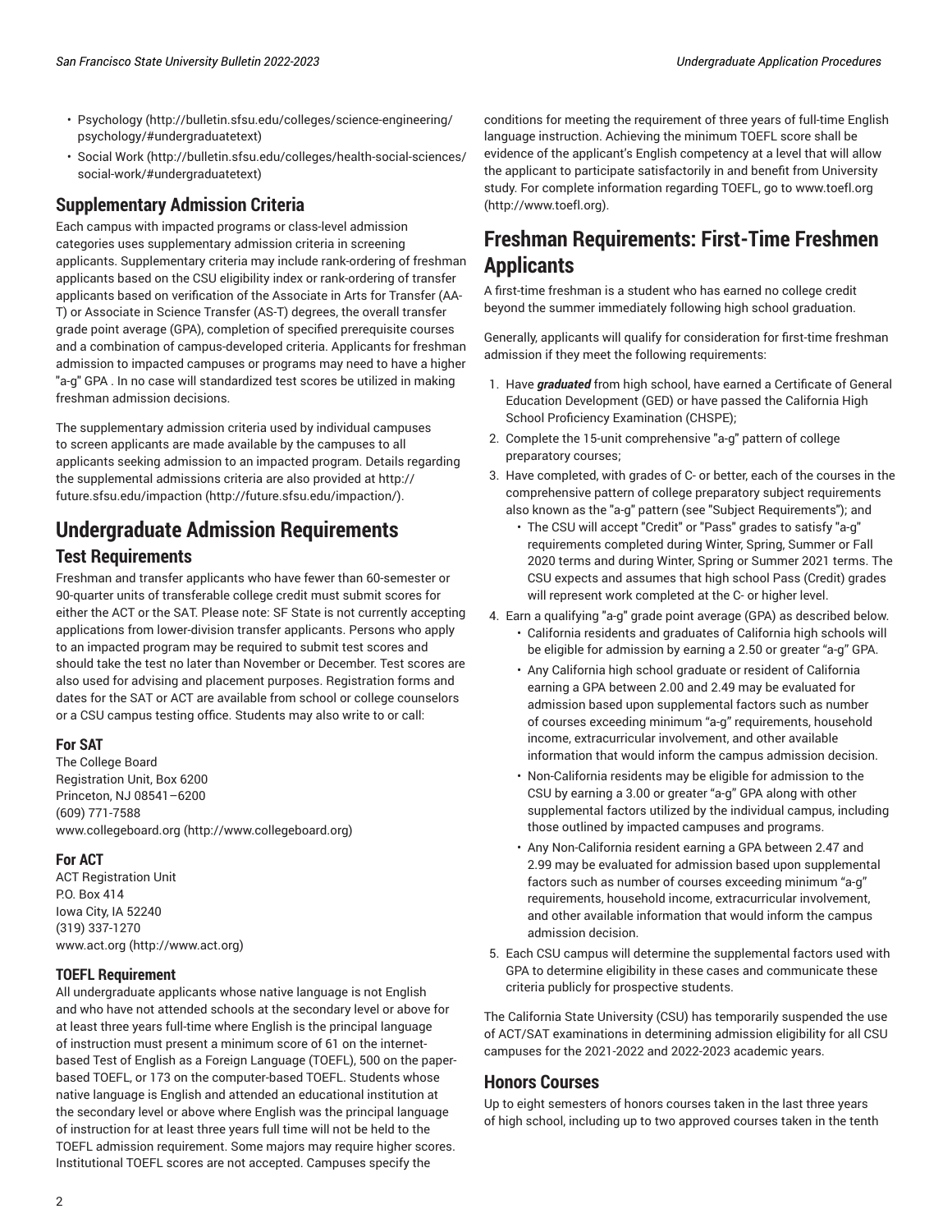- Psychology (http://bulletin.sfsu.edu/colleges/science-engineering/psychology/#undergraduatetext)
- Social Work (http://bulletin.sfsu.edu/colleges/health-social-sciences/social-work/#undergraduatetext)

### Supplementary Admission Criteria

Each campus with impacted programs or class-level admission categories uses supplementary admission criteria in screening applicants. Supplementary criteria may include rank-ordering of freshman applicants based on the CSU eligibility index or rank-ordering of transfer applicants based on verification of the Associate in Arts for Transfer (AA-T) or Associate in Science Transfer (AS-T) degrees, the overall transfer grade point average (GPA), completion of specified prerequisite courses and a combination of campus-developed criteria. Applicants for freshman admission to impacted campuses or programs may need to have a higher "a-g" GPA . In no case will standardized test scores be utilized in making freshman admission decisions.

The supplementary admission criteria used by individual campuses to screen applicants are made available by the campuses to all applicants seeking admission to an impacted program. Details regarding the supplemental admissions criteria are also provided at http://future.sfsu.edu/impaction (http://future.sfsu.edu/impaction/).

## Undergraduate Admission Requirements

### Test Requirements

Freshman and transfer applicants who have fewer than 60-semester or 90-quarter units of transferable college credit must submit scores for either the ACT or the SAT. Please note: SF State is not currently accepting applications from lower-division transfer applicants. Persons who apply to an impacted program may be required to submit test scores and should take the test no later than November or December. Test scores are also used for advising and placement purposes. Registration forms and dates for the SAT or ACT are available from school or college counselors or a CSU campus testing office. Students may also write to or call:

#### For SAT

The College Board
Registration Unit, Box 6200
Princeton, NJ 08541–6200
(609) 771-7588
www.collegeboard.org (http://www.collegeboard.org)

#### For ACT

ACT Registration Unit
P.O. Box 414
Iowa City, IA 52240
(319) 337-1270
www.act.org (http://www.act.org)

#### TOEFL Requirement

All undergraduate applicants whose native language is not English and who have not attended schools at the secondary level or above for at least three years full-time where English is the principal language of instruction must present a minimum score of 61 on the internet-based Test of English as a Foreign Language (TOEFL), 500 on the paper-based TOEFL, or 173 on the computer-based TOEFL. Students whose native language is English and attended an educational institution at the secondary level or above where English was the principal language of instruction for at least three years full time will not be held to the TOEFL admission requirement. Some majors may require higher scores. Institutional TOEFL scores are not accepted. Campuses specify the conditions for meeting the requirement of three years of full-time English language instruction. Achieving the minimum TOEFL score shall be evidence of the applicant's English competency at a level that will allow the applicant to participate satisfactorily in and benefit from University study. For complete information regarding TOEFL, go to www.toefl.org (http://www.toefl.org).

## Freshman Requirements: First-Time Freshmen Applicants

A first-time freshman is a student who has earned no college credit beyond the summer immediately following high school graduation.

Generally, applicants will qualify for consideration for first-time freshman admission if they meet the following requirements:

1. Have ***graduated*** from high school, have earned a Certificate of General Education Development (GED) or have passed the California High School Proficiency Examination (CHSPE);
2. Complete the 15-unit comprehensive "a-g" pattern of college preparatory courses;
3. Have completed, with grades of C- or better, each of the courses in the comprehensive pattern of college preparatory subject requirements also known as the "a-g" pattern (see "Subject Requirements"); and
   - The CSU will accept "Credit" or "Pass" grades to satisfy "a-g" requirements completed during Winter, Spring, Summer or Fall 2020 terms and during Winter, Spring or Summer 2021 terms. The CSU expects and assumes that high school Pass (Credit) grades will represent work completed at the C- or higher level.
4. Earn a qualifying "a-g" grade point average (GPA) as described below.
   - California residents and graduates of California high schools will be eligible for admission by earning a 2.50 or greater "a-g" GPA.
   - Any California high school graduate or resident of California earning a GPA between 2.00 and 2.49 may be evaluated for admission based upon supplemental factors such as number of courses exceeding minimum "a-g" requirements, household income, extracurricular involvement, and other available information that would inform the campus admission decision.
   - Non-California residents may be eligible for admission to the CSU by earning a 3.00 or greater "a-g" GPA along with other supplemental factors utilized by the individual campus, including those outlined by impacted campuses and programs.
   - Any Non-California resident earning a GPA between 2.47 and 2.99 may be evaluated for admission based upon supplemental factors such as number of courses exceeding minimum "a-g" requirements, household income, extracurricular involvement, and other available information that would inform the campus admission decision.
5. Each CSU campus will determine the supplemental factors used with GPA to determine eligibility in these cases and communicate these criteria publicly for prospective students.

The California State University (CSU) has temporarily suspended the use of ACT/SAT examinations in determining admission eligibility for all CSU campuses for the 2021-2022 and 2022-2023 academic years.

### Honors Courses

Up to eight semesters of honors courses taken in the last three years of high school, including up to two approved courses taken in the tenth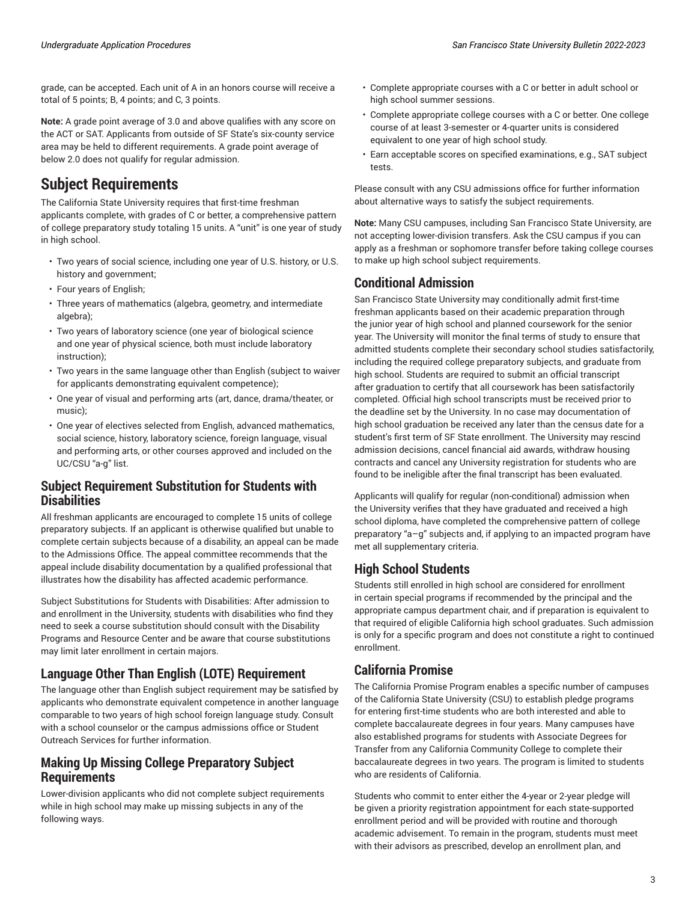grade, can be accepted. Each unit of A in an honors course will receive a total of 5 points; B, 4 points; and C, 3 points.

**Note:** A grade point average of 3.0 and above qualifies with any score on the ACT or SAT. Applicants from outside of SF State's six-county service area may be held to different requirements. A grade point average of below 2.0 does not qualify for regular admission.

## Subject Requirements

The California State University requires that first-time freshman applicants complete, with grades of C or better, a comprehensive pattern of college preparatory study totaling 15 units. A "unit" is one year of study in high school.

- Two years of social science, including one year of U.S. history, or U.S. history and government;
- Four years of English;
- Three years of mathematics (algebra, geometry, and intermediate algebra);
- Two years of laboratory science (one year of biological science and one year of physical science, both must include laboratory instruction);
- Two years in the same language other than English (subject to waiver for applicants demonstrating equivalent competence);
- One year of visual and performing arts (art, dance, drama/theater, or music);
- One year of electives selected from English, advanced mathematics, social science, history, laboratory science, foreign language, visual and performing arts, or other courses approved and included on the UC/CSU "a-g" list.

### Subject Requirement Substitution for Students with Disabilities

All freshman applicants are encouraged to complete 15 units of college preparatory subjects. If an applicant is otherwise qualified but unable to complete certain subjects because of a disability, an appeal can be made to the Admissions Office. The appeal committee recommends that the appeal include disability documentation by a qualified professional that illustrates how the disability has affected academic performance.

Subject Substitutions for Students with Disabilities: After admission to and enrollment in the University, students with disabilities who find they need to seek a course substitution should consult with the Disability Programs and Resource Center and be aware that course substitutions may limit later enrollment in certain majors.

### Language Other Than English (LOTE) Requirement

The language other than English subject requirement may be satisfied by applicants who demonstrate equivalent competence in another language comparable to two years of high school foreign language study. Consult with a school counselor or the campus admissions office or Student Outreach Services for further information.

### Making Up Missing College Preparatory Subject Requirements

Lower-division applicants who did not complete subject requirements while in high school may make up missing subjects in any of the following ways.

- Complete appropriate courses with a C or better in adult school or high school summer sessions.
- Complete appropriate college courses with a C or better. One college course of at least 3-semester or 4-quarter units is considered equivalent to one year of high school study.
- Earn acceptable scores on specified examinations, e.g., SAT subject tests.

Please consult with any CSU admissions office for further information about alternative ways to satisfy the subject requirements.

**Note:** Many CSU campuses, including San Francisco State University, are not accepting lower-division transfers. Ask the CSU campus if you can apply as a freshman or sophomore transfer before taking college courses to make up high school subject requirements.

### Conditional Admission

San Francisco State University may conditionally admit first-time freshman applicants based on their academic preparation through the junior year of high school and planned coursework for the senior year. The University will monitor the final terms of study to ensure that admitted students complete their secondary school studies satisfactorily, including the required college preparatory subjects, and graduate from high school. Students are required to submit an official transcript after graduation to certify that all coursework has been satisfactorily completed. Official high school transcripts must be received prior to the deadline set by the University. In no case may documentation of high school graduation be received any later than the census date for a student's first term of SF State enrollment. The University may rescind admission decisions, cancel financial aid awards, withdraw housing contracts and cancel any University registration for students who are found to be ineligible after the final transcript has been evaluated.

Applicants will qualify for regular (non-conditional) admission when the University verifies that they have graduated and received a high school diploma, have completed the comprehensive pattern of college preparatory "a–g" subjects and, if applying to an impacted program have met all supplementary criteria.

### High School Students

Students still enrolled in high school are considered for enrollment in certain special programs if recommended by the principal and the appropriate campus department chair, and if preparation is equivalent to that required of eligible California high school graduates. Such admission is only for a specific program and does not constitute a right to continued enrollment.

### California Promise

The California Promise Program enables a specific number of campuses of the California State University (CSU) to establish pledge programs for entering first-time students who are both interested and able to complete baccalaureate degrees in four years. Many campuses have also established programs for students with Associate Degrees for Transfer from any California Community College to complete their baccalaureate degrees in two years. The program is limited to students who are residents of California.

Students who commit to enter either the 4-year or 2-year pledge will be given a priority registration appointment for each state-supported enrollment period and will be provided with routine and thorough academic advisement. To remain in the program, students must meet with their advisors as prescribed, develop an enrollment plan, and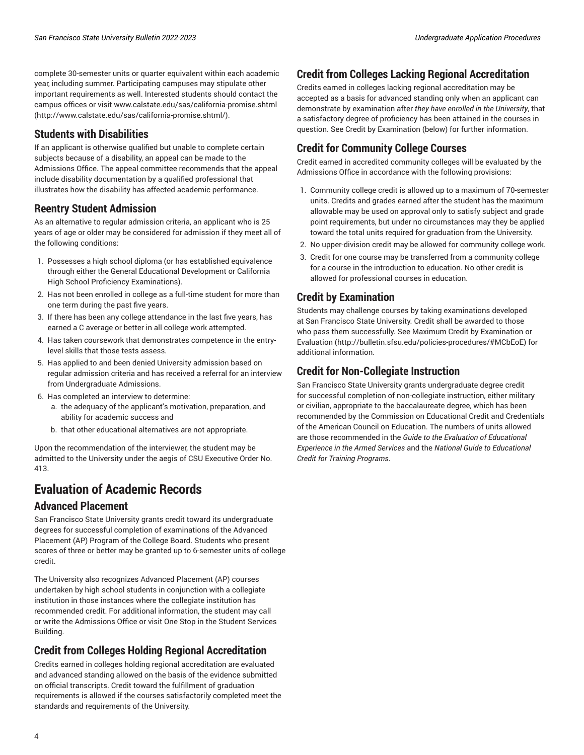complete 30-semester units or quarter equivalent within each academic year, including summer. Participating campuses may stipulate other important requirements as well. Interested students should contact the campus offices or visit www.calstate.edu/sas/california-promise.shtml (http://www.calstate.edu/sas/california-promise.shtml/).

### Students with Disabilities

If an applicant is otherwise qualified but unable to complete certain subjects because of a disability, an appeal can be made to the Admissions Office. The appeal committee recommends that the appeal include disability documentation by a qualified professional that illustrates how the disability has affected academic performance.

### Reentry Student Admission

As an alternative to regular admission criteria, an applicant who is 25 years of age or older may be considered for admission if they meet all of the following conditions:

1. Possesses a high school diploma (or has established equivalence through either the General Educational Development or California High School Proficiency Examinations).
2. Has not been enrolled in college as a full-time student for more than one term during the past five years.
3. If there has been any college attendance in the last five years, has earned a C average or better in all college work attempted.
4. Has taken coursework that demonstrates competence in the entry-level skills that those tests assess.
5. Has applied to and been denied University admission based on regular admission criteria and has received a referral for an interview from Undergraduate Admissions.
6. Has completed an interview to determine:
   a. the adequacy of the applicant's motivation, preparation, and ability for academic success and
   b. that other educational alternatives are not appropriate.

Upon the recommendation of the interviewer, the student may be admitted to the University under the aegis of CSU Executive Order No. 413.

## Evaluation of Academic Records

### Advanced Placement

San Francisco State University grants credit toward its undergraduate degrees for successful completion of examinations of the Advanced Placement (AP) Program of the College Board. Students who present scores of three or better may be granted up to 6-semester units of college credit.

The University also recognizes Advanced Placement (AP) courses undertaken by high school students in conjunction with a collegiate institution in those instances where the collegiate institution has recommended credit. For additional information, the student may call or write the Admissions Office or visit One Stop in the Student Services Building.

### Credit from Colleges Holding Regional Accreditation

Credits earned in colleges holding regional accreditation are evaluated and advanced standing allowed on the basis of the evidence submitted on official transcripts. Credit toward the fulfillment of graduation requirements is allowed if the courses satisfactorily completed meet the standards and requirements of the University.

### Credit from Colleges Lacking Regional Accreditation

Credits earned in colleges lacking regional accreditation may be accepted as a basis for advanced standing only when an applicant can demonstrate by examination after *they have enrolled in the University*, that a satisfactory degree of proficiency has been attained in the courses in question. See Credit by Examination (below) for further information.

### Credit for Community College Courses

Credit earned in accredited community colleges will be evaluated by the Admissions Office in accordance with the following provisions:

1. Community college credit is allowed up to a maximum of 70-semester units. Credits and grades earned after the student has the maximum allowable may be used on approval only to satisfy subject and grade point requirements, but under no circumstances may they be applied toward the total units required for graduation from the University.
2. No upper-division credit may be allowed for community college work.
3. Credit for one course may be transferred from a community college for a course in the introduction to education. No other credit is allowed for professional courses in education.

### Credit by Examination

Students may challenge courses by taking examinations developed at San Francisco State University. Credit shall be awarded to those who pass them successfully. See Maximum Credit by Examination or Evaluation (http://bulletin.sfsu.edu/policies-procedures/#MCbEoE) for additional information.

### Credit for Non-Collegiate Instruction

San Francisco State University grants undergraduate degree credit for successful completion of non-collegiate instruction, either military or civilian, appropriate to the baccalaureate degree, which has been recommended by the Commission on Educational Credit and Credentials of the American Council on Education. The numbers of units allowed are those recommended in the *Guide to the Evaluation of Educational Experience in the Armed Services* and the *National Guide to Educational Credit for Training Programs*.